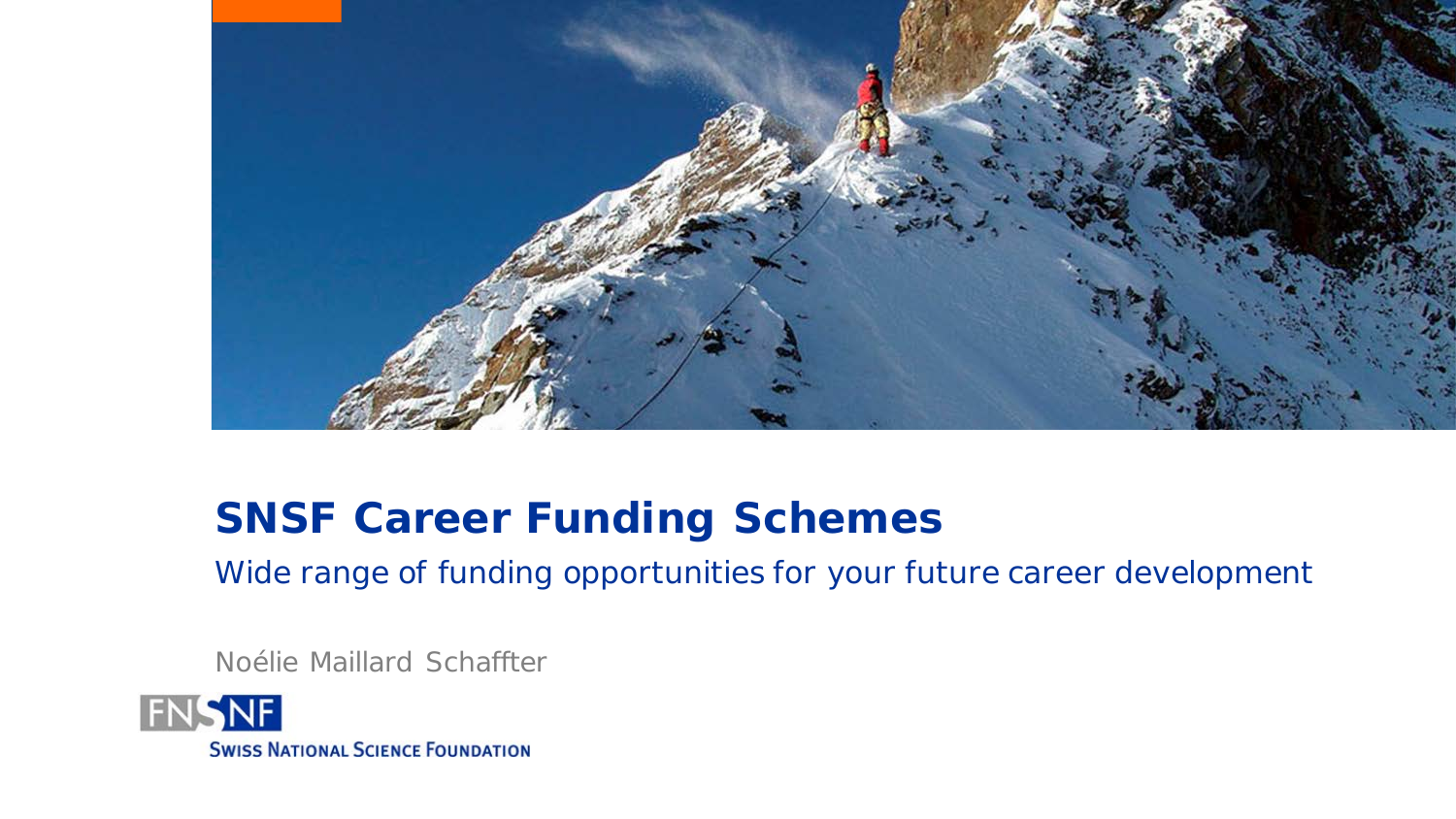# SNSF Career Funding Schemes

Wide range of funding opportunities for your future career development

Noélie Maillard Schaffter

FNSNF

Swiss National Science Foundation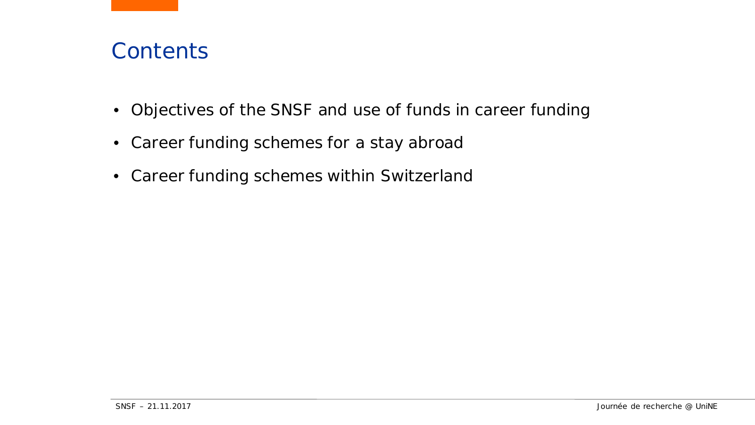# Contents

- Objectives of the SNSF and use of funds in career funding
- Career funding schemes for a stay abroad
- Career funding schemes within Switzerland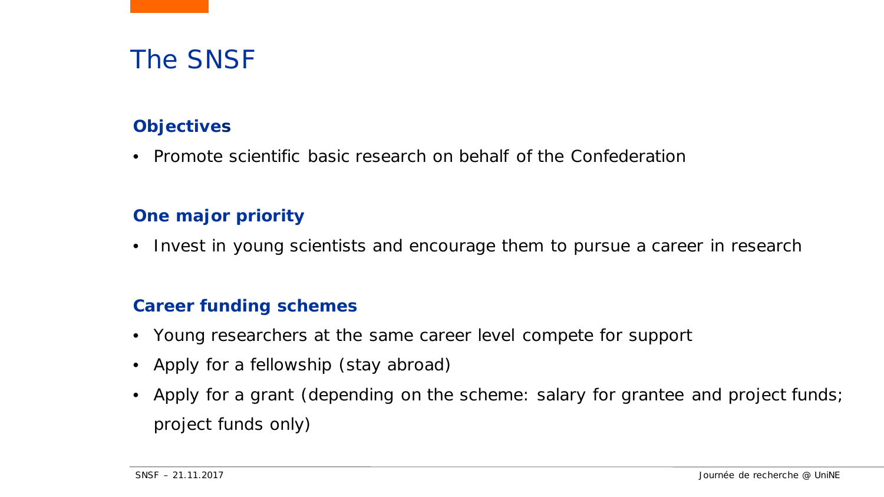# The SNSF

**Objectives**

- Promote scientific basic research on behalf of the Confederation

**One major priority**

- Invest in young scientists and encourage them to pursue a career in research

**Career funding schemes**

- Young researchers at the same career level compete for support
- Apply for a fellowship (stay abroad)
- Apply for a grant (depending on the scheme: salary for grantee and project funds; project funds only)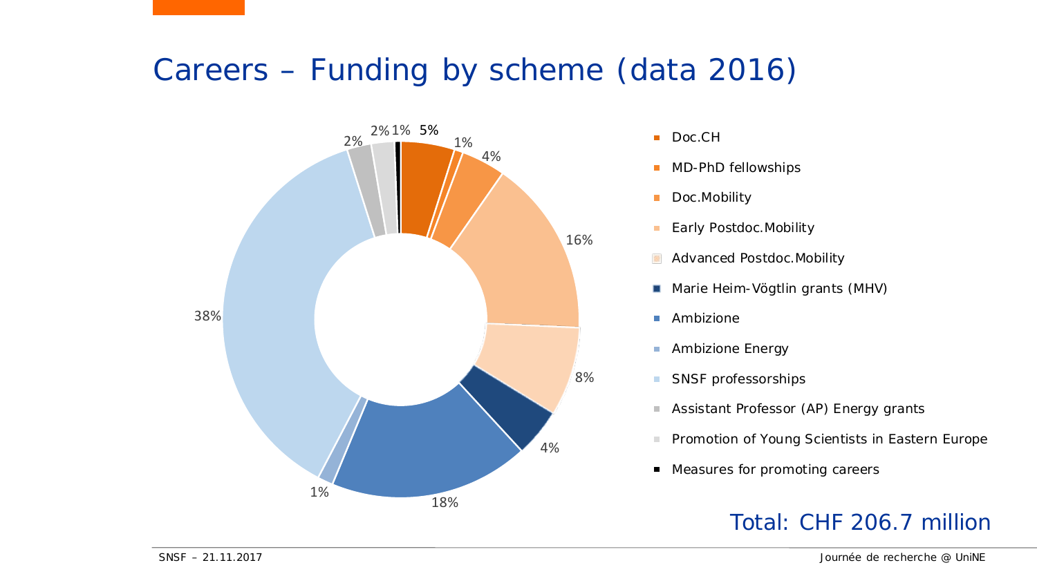# Careers – Funding by scheme (data 2016)

| Scheme | Share |
|---|---|
| Doc.CH | 5% |
| MD-PhD fellowships | 1% |
| Doc.Mobility | 4% |
| Early Postdoc.Mobility | 16% |
| Advanced Postdoc.Mobility | 8% |
| Marie Heim-Vögtlin grants (MHV) | 4% |
| Ambizione | 18% |
| Ambizione Energy | 1% |
| SNSF professorships | 38% |
| Assistant Professor (AP) Energy grants | 2% |
| Promotion of Young Scientists in Eastern Europe | 2% |
| Measures for promoting careers | 1% |

Total: CHF 206.7 million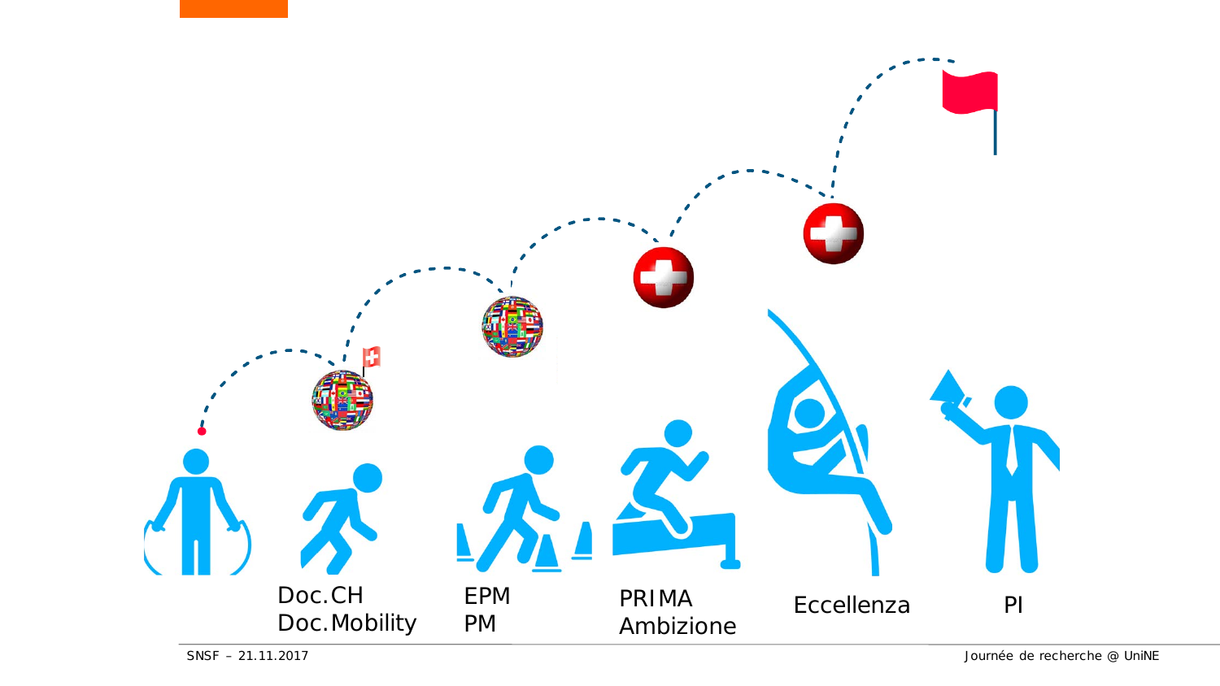Doc.CH
Doc.Mobility

EPM
PM

PRIMA
Ambizione

Eccellenza

PI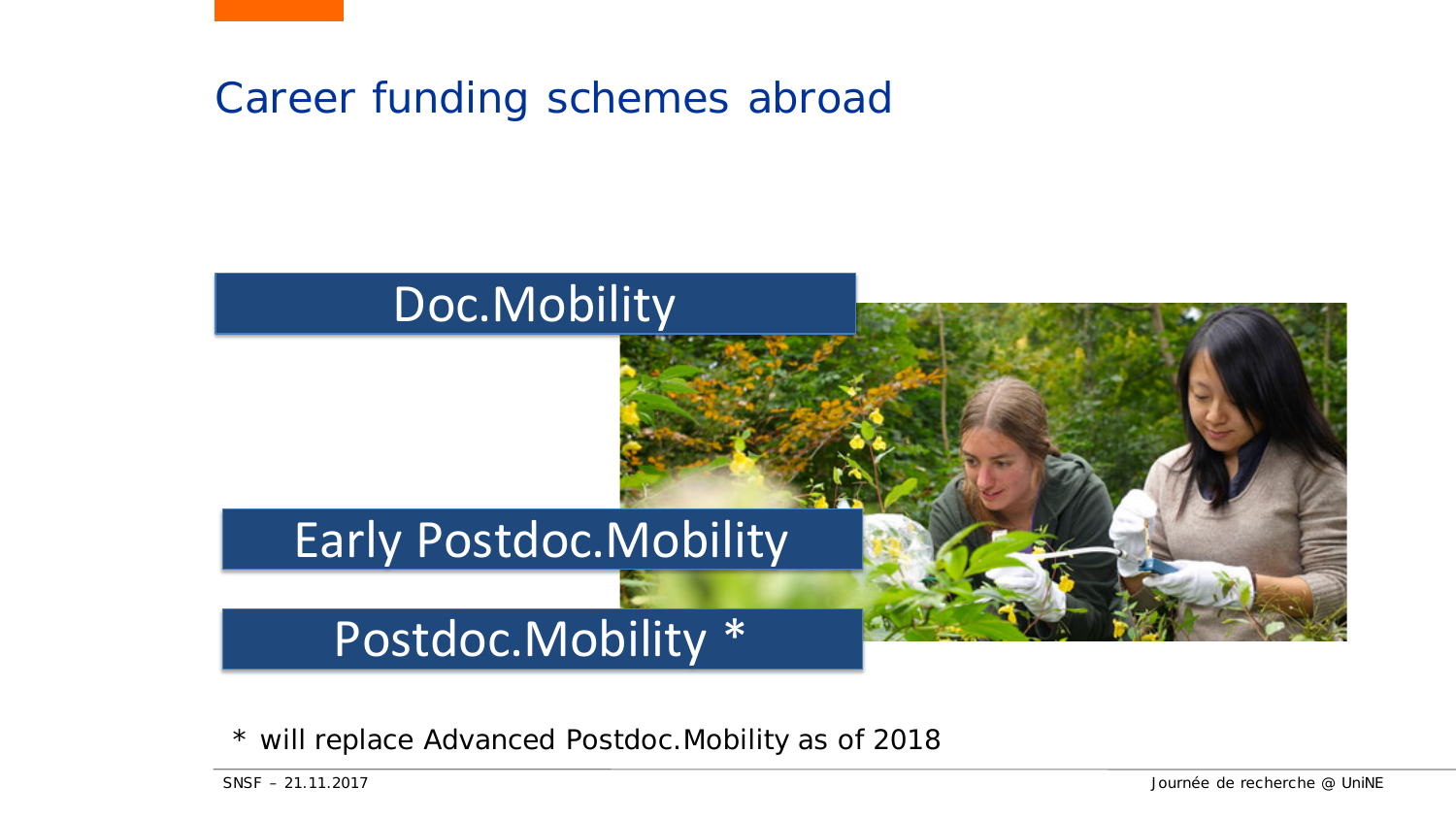# Career funding schemes abroad

Doc.Mobility

Early Postdoc.Mobility

Postdoc.Mobility *

* will replace Advanced Postdoc.Mobility as of 2018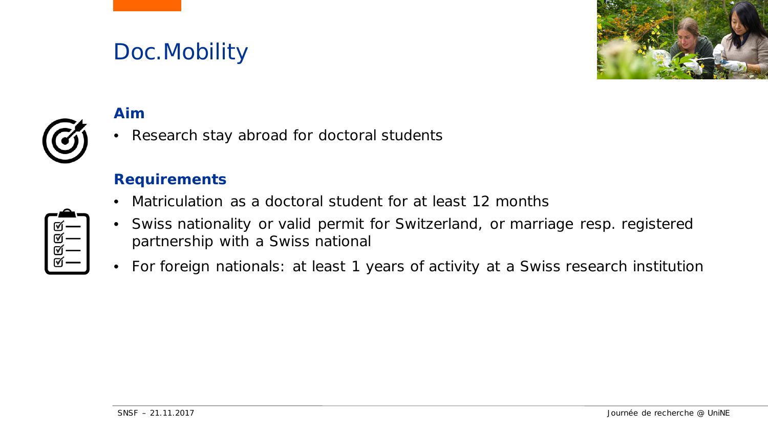# Doc.Mobility

### Aim

- Research stay abroad for doctoral students

### Requirements

- Matriculation as a doctoral student for at least 12 months
- Swiss nationality or valid permit for Switzerland, or marriage resp. registered partnership with a Swiss national
- For foreign nationals: at least 1 years of activity at a Swiss research institution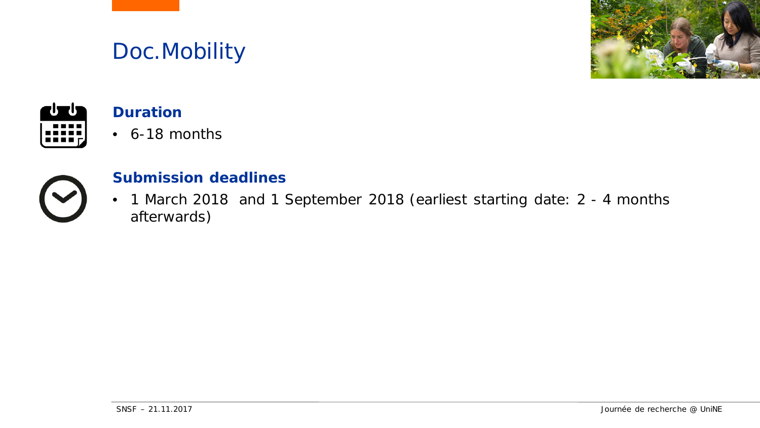# Doc.Mobility

## Duration

- 6-18 months

## Submission deadlines

- 1 March 2018 and 1 September 2018 (earliest starting date: 2 - 4 months afterwards)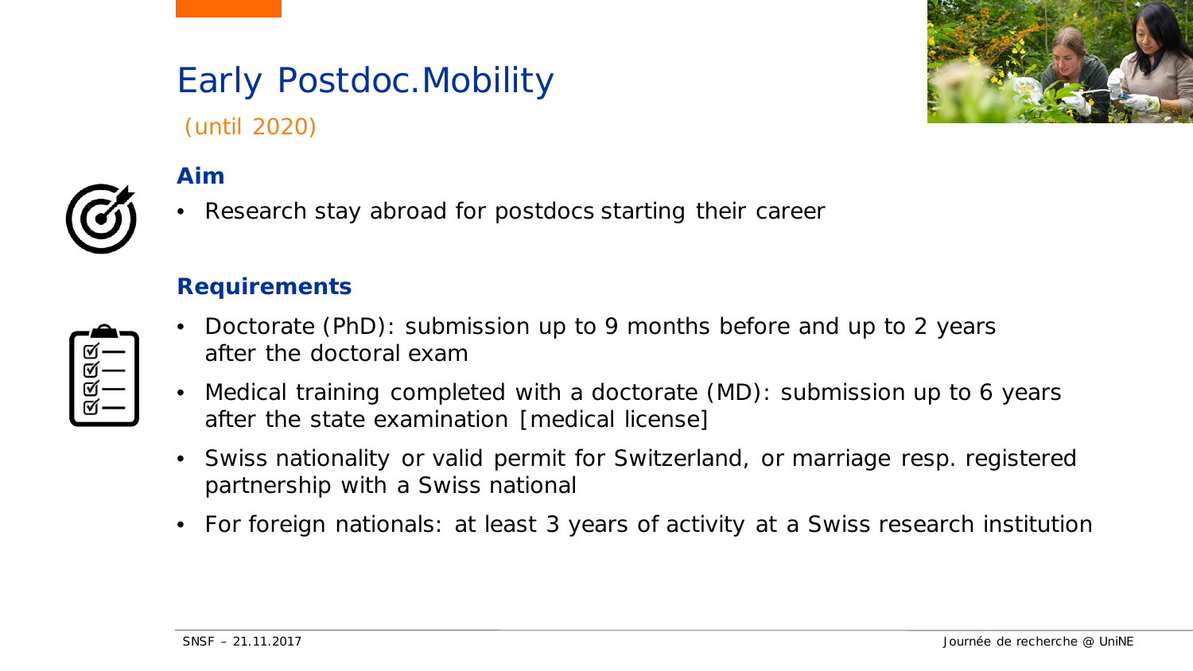# Early Postdoc.Mobility

(until 2020)

## Aim

- Research stay abroad for postdocs starting their career

## Requirements

- Doctorate (PhD): submission up to 9 months before and up to 2 years after the doctoral exam
- Medical training completed with a doctorate (MD): submission up to 6 years after the state examination [medical license]
- Swiss nationality or valid permit for Switzerland, or marriage resp. registered partnership with a Swiss national
- For foreign nationals: at least 3 years of activity at a Swiss research institution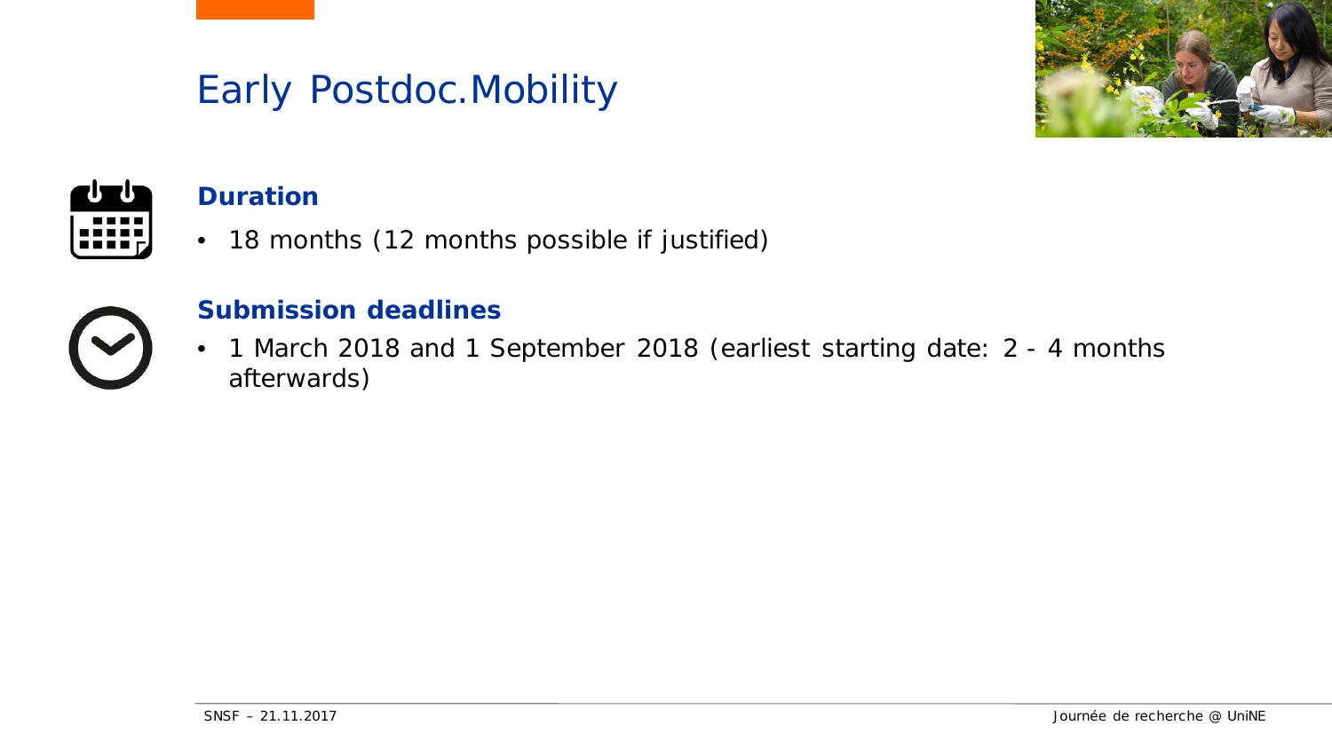# Early Postdoc.Mobility

## Duration

- 18 months (12 months possible if justified)

## Submission deadlines

- 1 March 2018 and 1 September 2018 (earliest starting date: 2 - 4 months afterwards)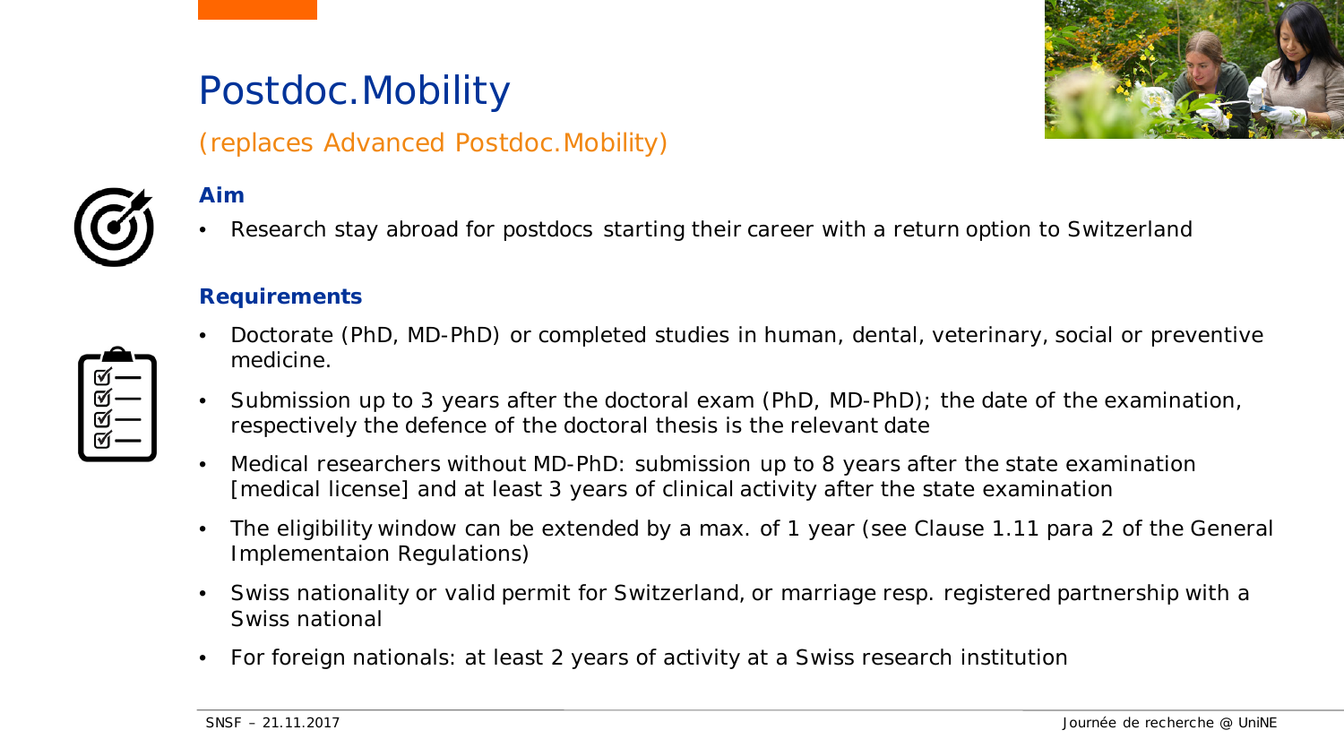# Postdoc.Mobility

(replaces Advanced Postdoc.Mobility)

### Aim

- Research stay abroad for postdocs starting their career with a return option to Switzerland

### Requirements

- Doctorate (PhD, MD-PhD) or completed studies in human, dental, veterinary, social or preventive medicine.
- Submission up to 3 years after the doctoral exam (PhD, MD-PhD); the date of the examination, respectively the defence of the doctoral thesis is the relevant date
- Medical researchers without MD-PhD: submission up to 8 years after the state examination [medical license] and at least 3 years of clinical activity after the state examination
- The eligibility window can be extended by a max. of 1 year (see Clause 1.11 para 2 of the General Implementaion Regulations)
- Swiss nationality or valid permit for Switzerland, or marriage resp. registered partnership with a Swiss national
- For foreign nationals: at least 2 years of activity at a Swiss research institution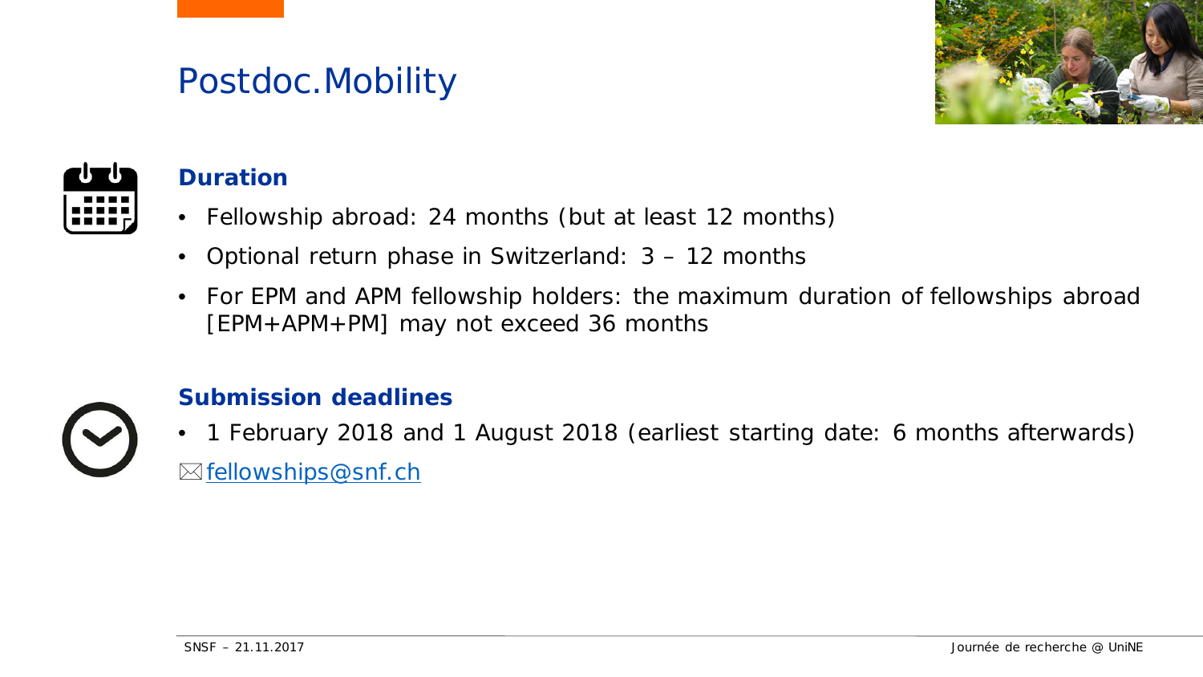# Postdoc.Mobility

## Duration

- Fellowship abroad: 24 months (but at least 12 months)
- Optional return phase in Switzerland: 3 – 12 months
- For EPM and APM fellowship holders: the maximum duration of fellowships abroad [EPM+APM+PM] may not exceed 36 months

## Submission deadlines

- 1 February 2018 and 1 August 2018 (earliest starting date: 6 months afterwards)

✉ fellowships@snf.ch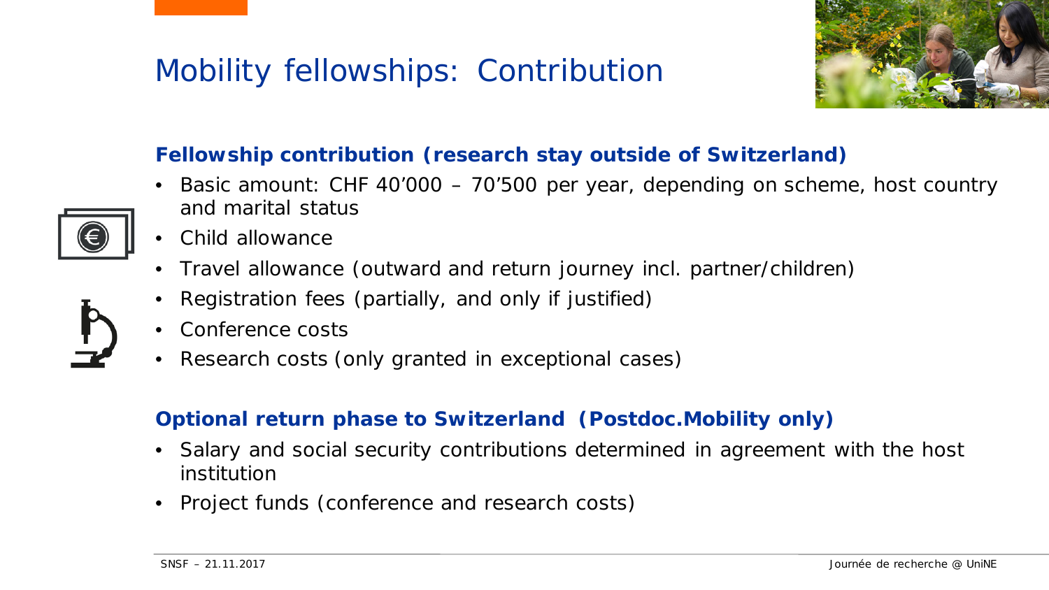# Mobility fellowships: Contribution

**Fellowship contribution (research stay outside of Switzerland)**

- Basic amount: CHF 40’000 – 70’500 per year, depending on scheme, host country and marital status
- Child allowance
- Travel allowance (outward and return journey incl. partner/children)
- Registration fees (partially, and only if justified)
- Conference costs
- Research costs (only granted in exceptional cases)

**Optional return phase to Switzerland (Postdoc.Mobility only)**

- Salary and social security contributions determined in agreement with the host institution
- Project funds (conference and research costs)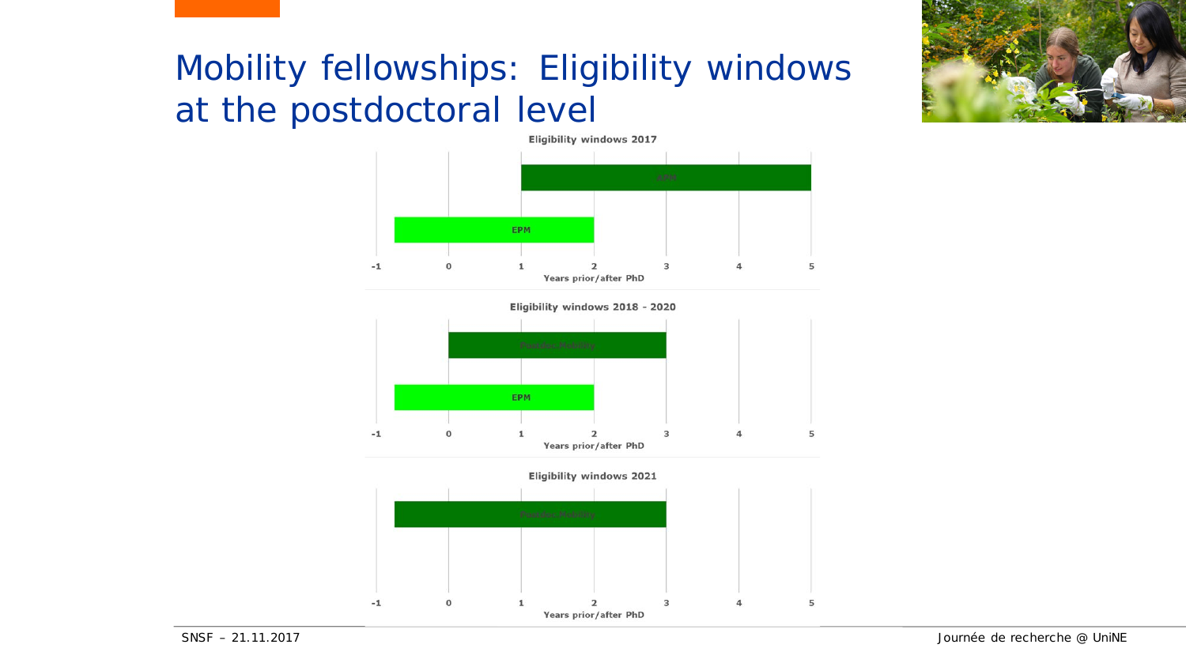# Mobility fellowships: Eligibility windows at the postdoctoral level

**Eligibility windows 2017**

- APM: 1 to 5 years after PhD
- EPM: approx. -0.75 to 2 years prior/after PhD

Years prior/after PhD: -1, 0, 1, 2, 3, 4, 5

**Eligibility windows 2018 - 2020**

- Postdoc.Mobility: 0 to 3 years after PhD
- EPM: approx. -0.75 to 2 years prior/after PhD

Years prior/after PhD: -1, 0, 1, 2, 3, 4, 5

**Eligibility windows 2021**

- Postdoc.Mobility: approx. -0.75 to 3 years prior/after PhD

Years prior/after PhD: -1, 0, 1, 2, 3, 4, 5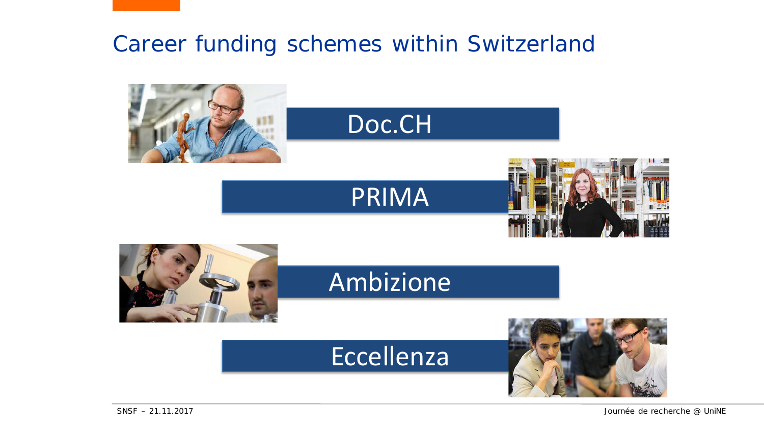# Career funding schemes within Switzerland

- Doc.CH
- PRIMA
- Ambizione
- Eccellenza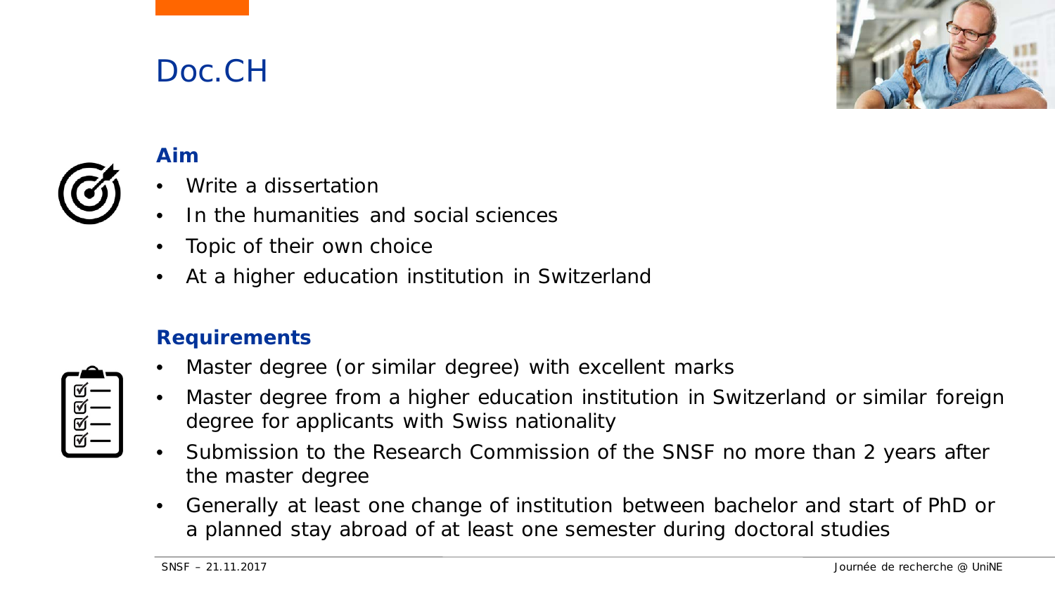# Doc.CH

## Aim

- Write a dissertation
- In the humanities and social sciences
- Topic of their own choice
- At a higher education institution in Switzerland

## Requirements

- Master degree (or similar degree) with excellent marks
- Master degree from a higher education institution in Switzerland or similar foreign degree for applicants with Swiss nationality
- Submission to the Research Commission of the SNSF no more than 2 years after the master degree
- Generally at least one change of institution between bachelor and start of PhD or a planned stay abroad of at least one semester during doctoral studies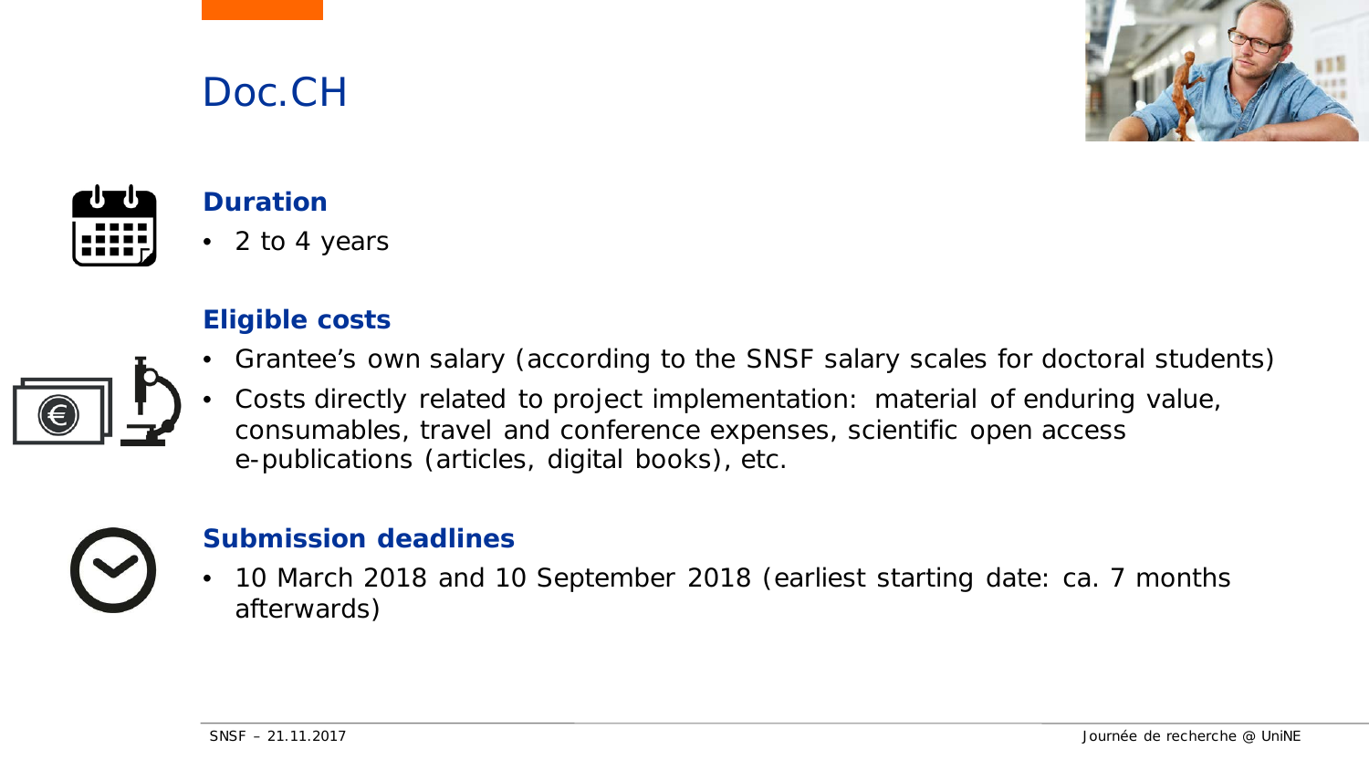# Doc.CH

### Duration

- 2 to 4 years

### Eligible costs

- Grantee's own salary (according to the SNSF salary scales for doctoral students)
- Costs directly related to project implementation: material of enduring value, consumables, travel and conference expenses, scientific open access e-publications (articles, digital books), etc.

### Submission deadlines

- 10 March 2018 and 10 September 2018 (earliest starting date: ca. 7 months afterwards)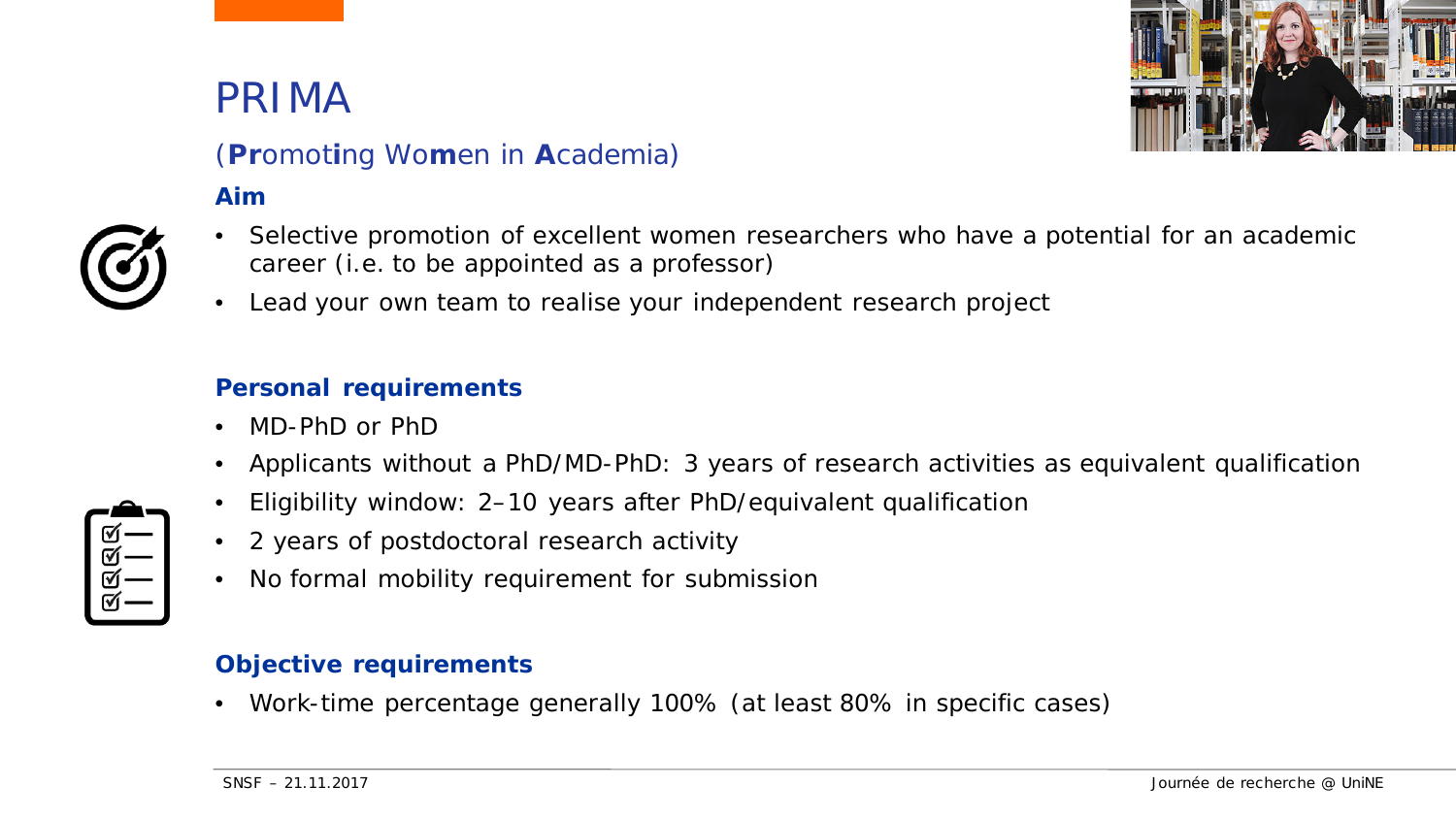# PRIMA

(**Pr**omot**i**ng Wo**m**en in **A**cademia)

### Aim

- Selective promotion of excellent women researchers who have a potential for an academic career (i.e. to be appointed as a professor)
- Lead your own team to realise your independent research project

### Personal requirements

- MD-PhD or PhD
- Applicants without a PhD/MD-PhD: 3 years of research activities as equivalent qualification
- Eligibility window: 2–10 years after PhD/equivalent qualification
- 2 years of postdoctoral research activity
- No formal mobility requirement for submission

### Objective requirements

- Work-time percentage generally 100% (at least 80% in specific cases)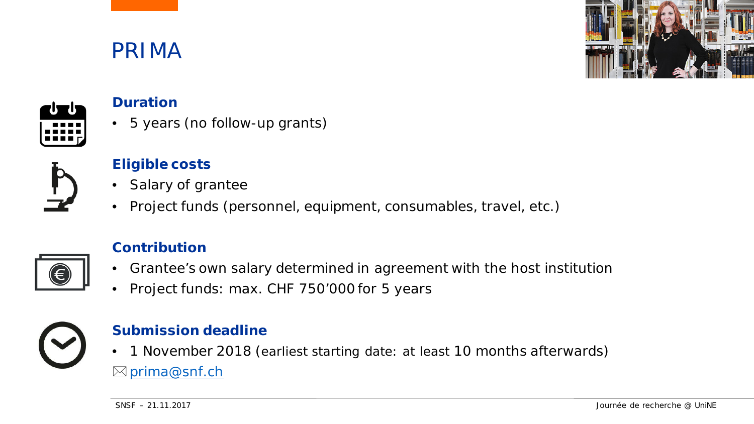# PRIMA

### Duration

- 5 years (no follow-up grants)

### Eligible costs

- Salary of grantee
- Project funds (personnel, equipment, consumables, travel, etc.)

### Contribution

- Grantee's own salary determined in agreement with the host institution
- Project funds: max. CHF 750'000 for 5 years

### Submission deadline

- 1 November 2018 (earliest starting date: at least 10 months afterwards)

✉ prima@snf.ch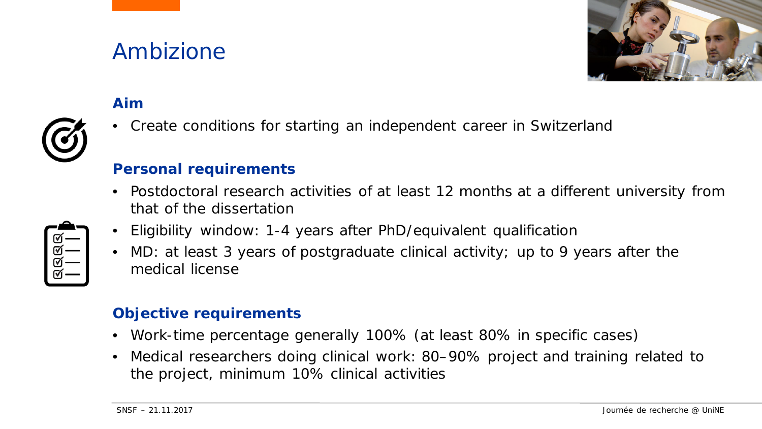# Ambizione

## Aim

- Create conditions for starting an independent career in Switzerland

## Personal requirements

- Postdoctoral research activities of at least 12 months at a different university from that of the dissertation
- Eligibility window: 1-4 years after PhD/equivalent qualification
- MD: at least 3 years of postgraduate clinical activity; up to 9 years after the medical license

## Objective requirements

- Work-time percentage generally 100% (at least 80% in specific cases)
- Medical researchers doing clinical work: 80–90% project and training related to the project, minimum 10% clinical activities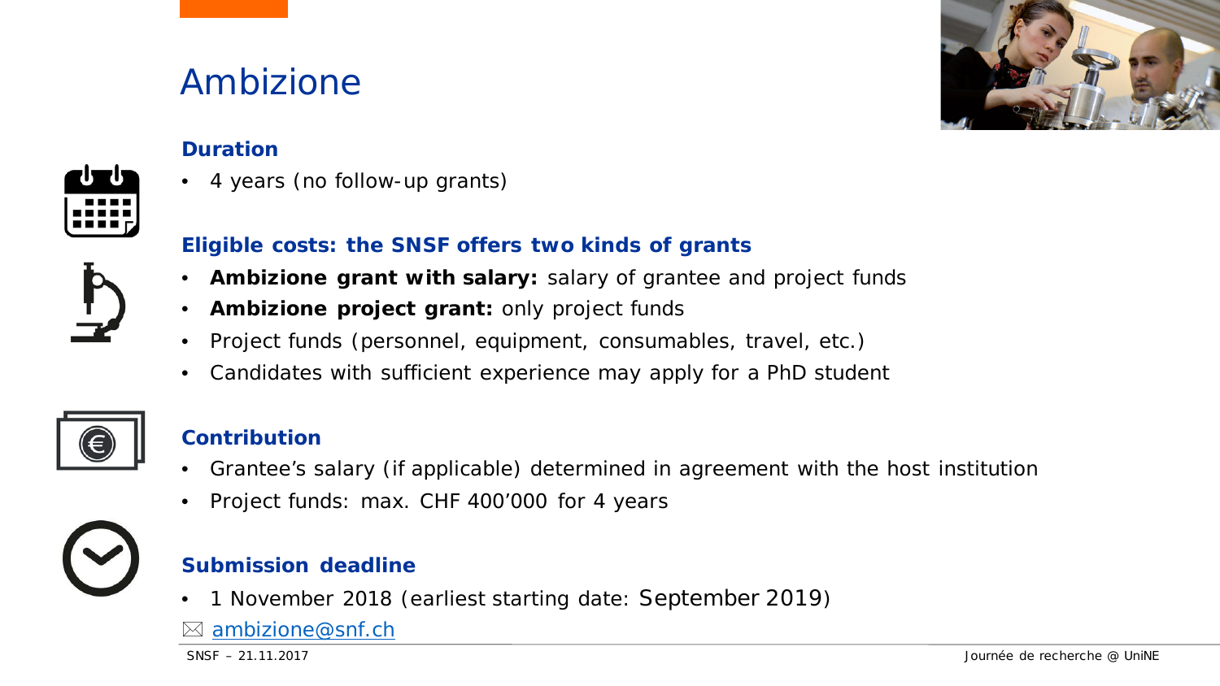# Ambizione

## Duration

- 4 years (no follow-up grants)

## Eligible costs: the SNSF offers two kinds of grants

- **Ambizione grant with salary:** salary of grantee and project funds
- **Ambizione project grant:** only project funds
- Project funds (personnel, equipment, consumables, travel, etc.)
- Candidates with sufficient experience may apply for a PhD student

## Contribution

- Grantee's salary (if applicable) determined in agreement with the host institution
- Project funds: max. CHF 400'000 for 4 years

## Submission deadline

- 1 November 2018 (earliest starting date: September 2019)

✉ ambizione@snf.ch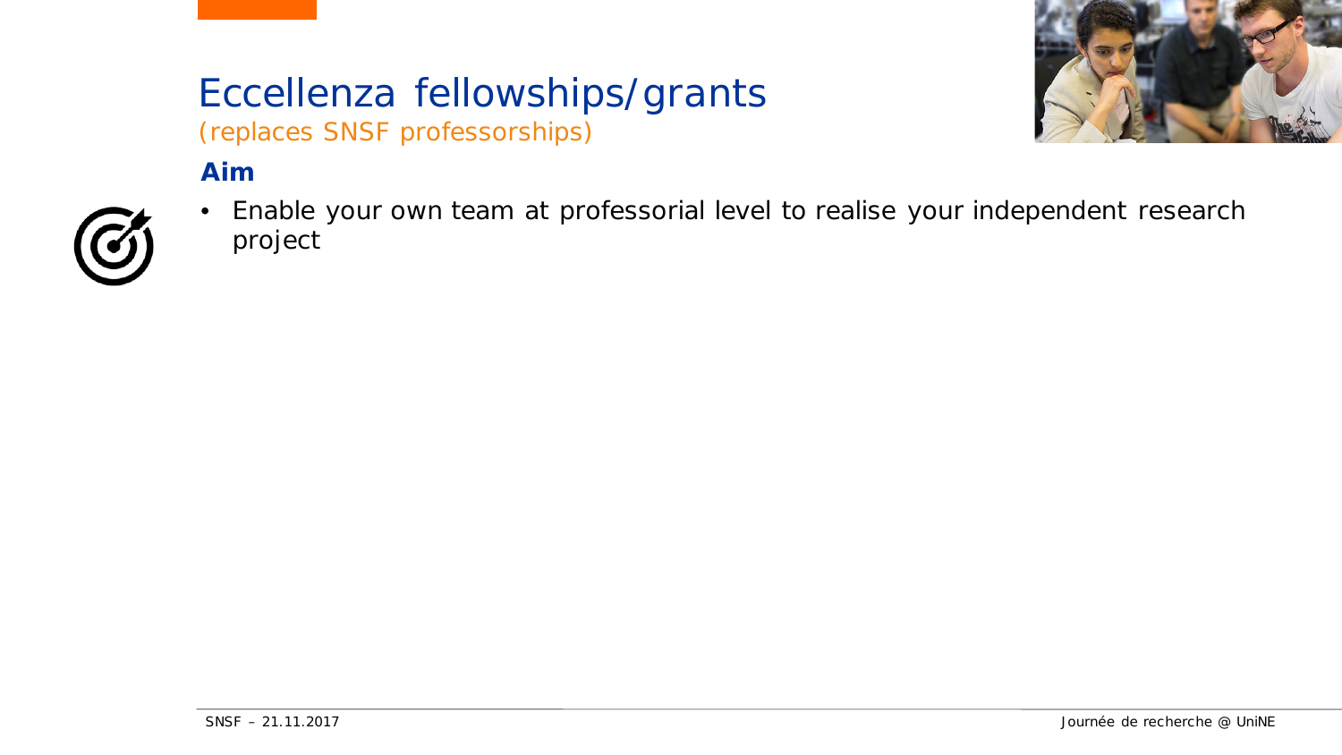# Eccellenza fellowships/grants

*(replaces SNSF professorships)*

**Aim**

- Enable your own team at professorial level to realise your independent research project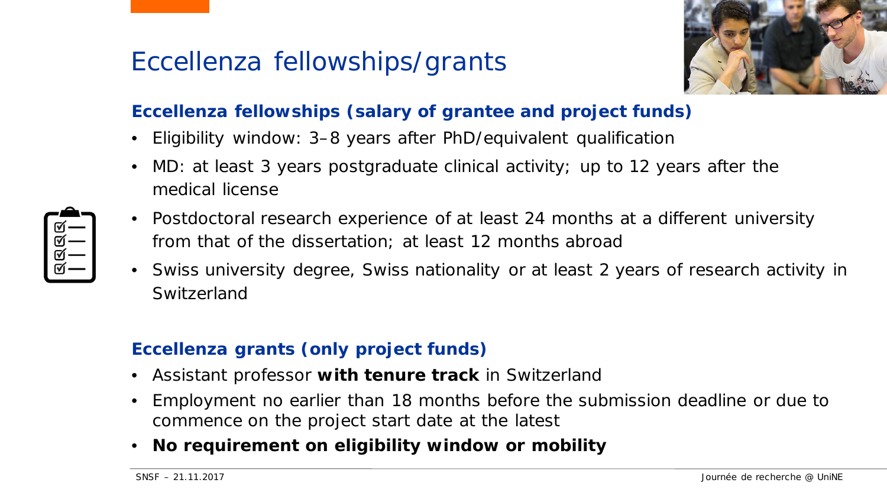# Eccellenza fellowships/grants

### Eccellenza fellowships (salary of grantee and project funds)

- Eligibility window: 3–8 years after PhD/equivalent qualification
- MD: at least 3 years postgraduate clinical activity; up to 12 years after the medical license
- Postdoctoral research experience of at least 24 months at a different university from that of the dissertation; at least 12 months abroad
- Swiss university degree, Swiss nationality or at least 2 years of research activity in Switzerland

### Eccellenza grants (only project funds)

- Assistant professor **with tenure track** in Switzerland
- Employment no earlier than 18 months before the submission deadline or due to commence on the project start date at the latest
- **No requirement on eligibility window or mobility**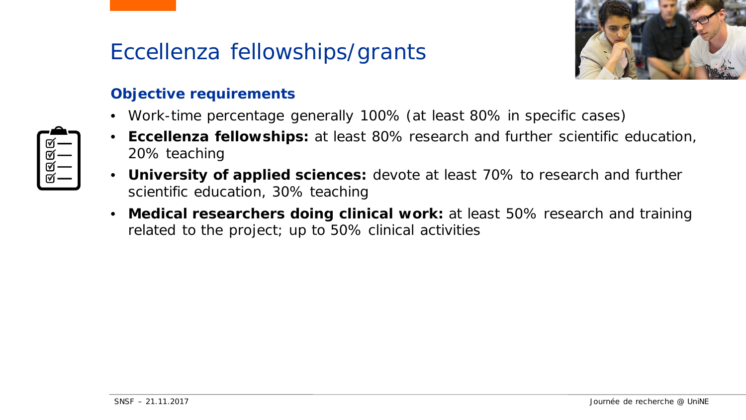# Eccellenza fellowships/grants

## Objective requirements

- Work-time percentage generally 100% (at least 80% in specific cases)
- **Eccellenza fellowships:** at least 80% research and further scientific education, 20% teaching
- **University of applied sciences:** devote at least 70% to research and further scientific education, 30% teaching
- **Medical researchers doing clinical work:** at least 50% research and training related to the project; up to 50% clinical activities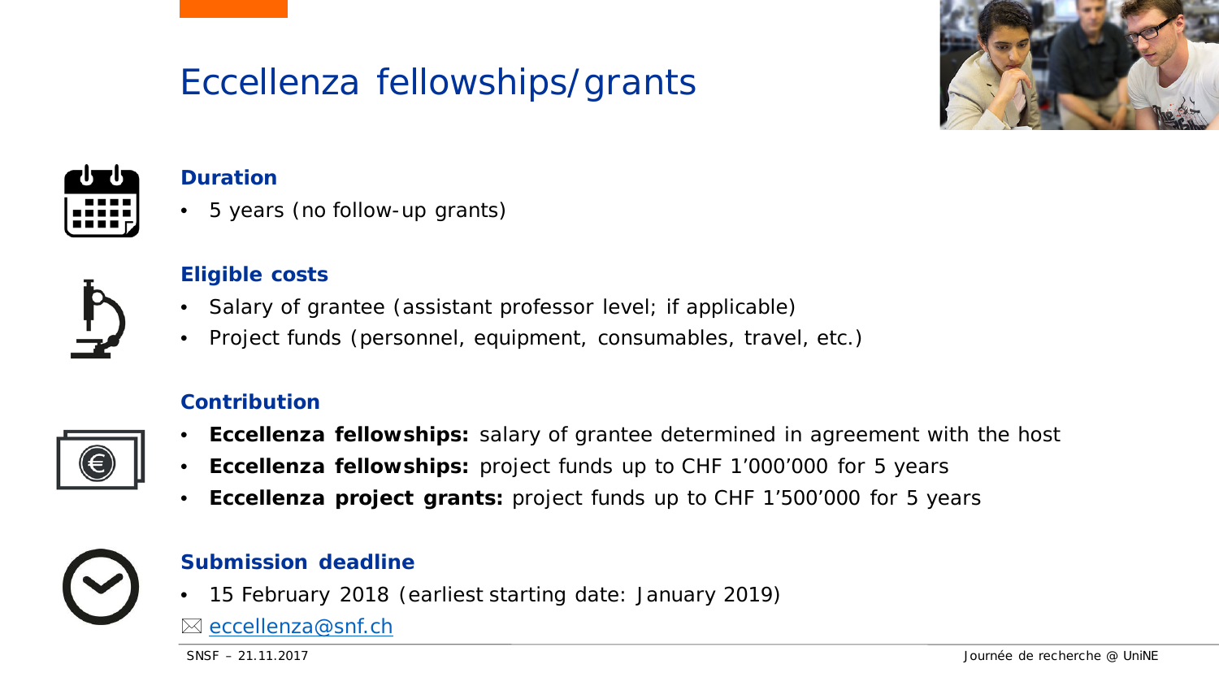# Eccellenza fellowships/grants

### Duration

- 5 years (no follow-up grants)

### Eligible costs

- Salary of grantee (assistant professor level; if applicable)
- Project funds (personnel, equipment, consumables, travel, etc.)

### Contribution

- **Eccellenza fellowships:** salary of grantee determined in agreement with the host
- **Eccellenza fellowships:** project funds up to CHF 1’000’000 for 5 years
- **Eccellenza project grants:** project funds up to CHF 1’500’000 for 5 years

### Submission deadline

- 15 February 2018 (earliest starting date: January 2019)

✉ eccellenza@snf.ch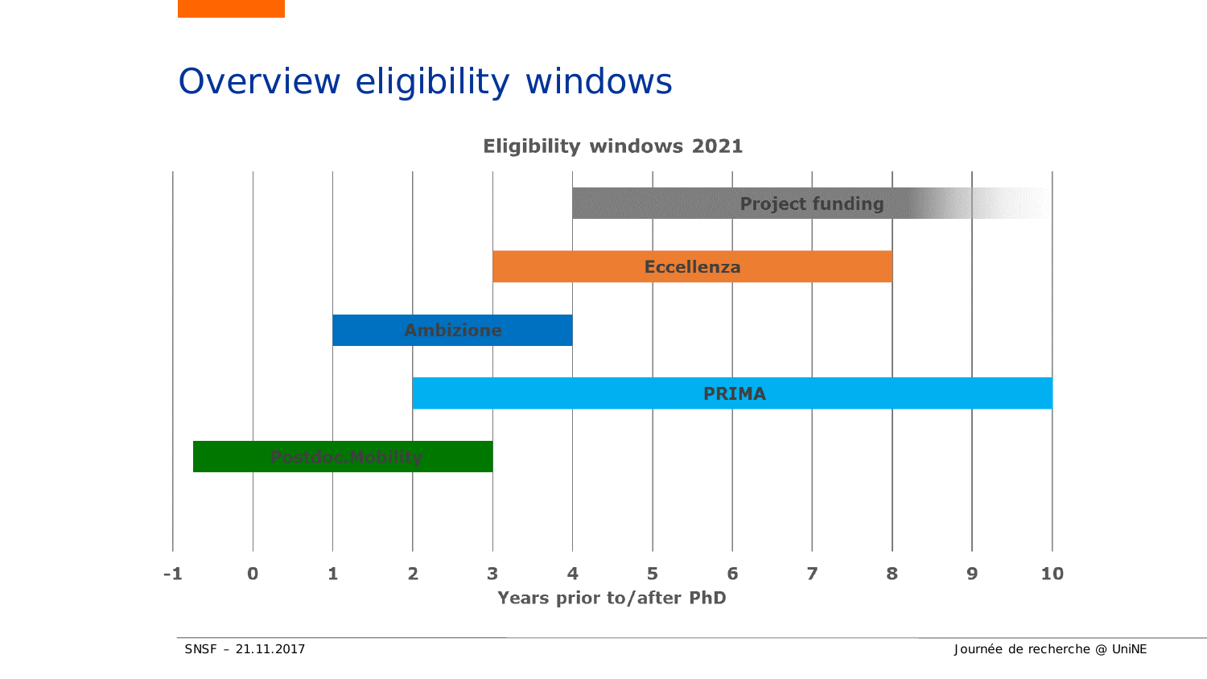# Overview eligibility windows

**Eligibility windows 2021**

| Scheme | Years prior to/after PhD |
| --- | --- |
| Project funding | 4 – 10 |
| Eccellenza | 3 – 8 |
| Ambizione | 1 – 4 |
| PRIMA | 2 – 10 |
| Postdoc.Mobility | -0.75 – 3 |

Years prior to/after PhD: -1, 0, 1, 2, 3, 4, 5, 6, 7, 8, 9, 10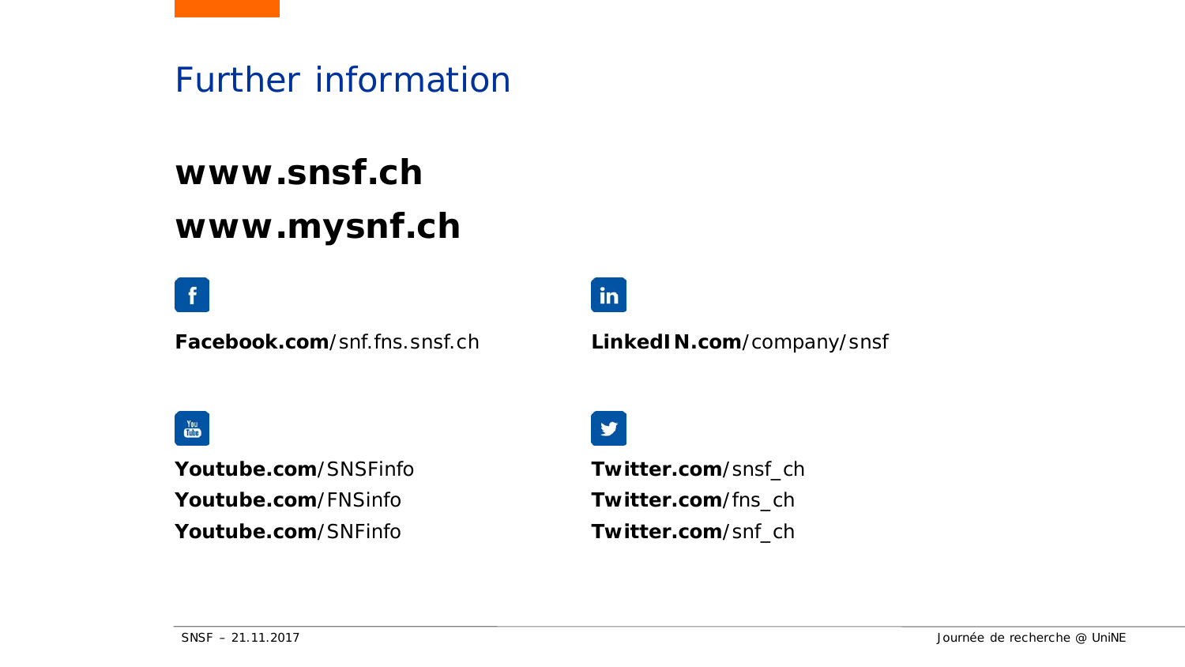# Further information

**www.snsf.ch**

**www.mysnf.ch**

**Facebook.com**/snf.fns.snsf.ch

**LinkedIN.com**/company/snsf

**Youtube.com**/SNSFinfo
**Youtube.com**/FNSinfo
**Youtube.com**/SNFinfo

**Twitter.com**/snsf_ch
**Twitter.com**/fns_ch
**Twitter.com**/snf_ch